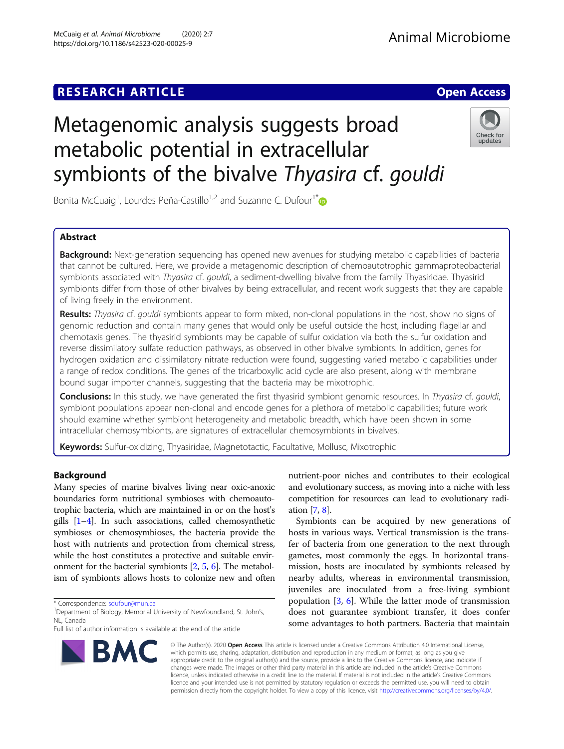RESEARCH ARTICLE

Open Access

# Metagenomic analysis suggests broad metabolic potential in extracellular symbionts of the bivalve *Thyasira* cf. *gouldi*

Bonita McCuaig[1], Lourdes Peña-Castillo[1,2] and Suzanne C. Dufour[1*]

## Abstract

**Background:** Next-generation sequencing has opened new avenues for studying metabolic capabilities of bacteria that cannot be cultured. Here, we provide a metagenomic description of chemoautotrophic gammaproteobacterial symbionts associated with *Thyasira* cf. *gouldi*, a sediment-dwelling bivalve from the family Thyasiridae. Thyasirid symbionts differ from those of other bivalves by being extracellular, and recent work suggests that they are capable of living freely in the environment.

**Results:** *Thyasira* cf. *gouldi* symbionts appear to form mixed, non-clonal populations in the host, show no signs of genomic reduction and contain many genes that would only be useful outside the host, including flagellar and chemotaxis genes. The thyasirid symbionts may be capable of sulfur oxidation via both the sulfur oxidation and reverse dissimilatory sulfate reduction pathways, as observed in other bivalve symbionts. In addition, genes for hydrogen oxidation and dissimilatory nitrate reduction were found, suggesting varied metabolic capabilities under a range of redox conditions. The genes of the tricarboxylic acid cycle are also present, along with membrane bound sugar importer channels, suggesting that the bacteria may be mixotrophic.

**Conclusions:** In this study, we have generated the first thyasirid symbiont genomic resources. In *Thyasira* cf. *gouldi*, symbiont populations appear non-clonal and encode genes for a plethora of metabolic capabilities; future work should examine whether symbiont heterogeneity and metabolic breadth, which have been shown in some intracellular chemosymbionts, are signatures of extracellular chemosymbionts in bivalves.

**Keywords:** Sulfur-oxidizing, Thyasiridae, Magnetotactic, Facultative, Mollusc, Mixotrophic

## Background

Many species of marine bivalves living near oxic-anoxic boundaries form nutritional symbioses with chemoautotrophic bacteria, which are maintained in or on the host's gills [1–4]. In such associations, called chemosynthetic symbioses or chemosymbioses, the bacteria provide the host with nutrients and protection from chemical stress, while the host constitutes a protective and suitable environment for the bacterial symbionts [2, 5, 6]. The metabolism of symbionts allows hosts to colonize new and often nutrient-poor niches and contributes to their ecological and evolutionary success, as moving into a niche with less competition for resources can lead to evolutionary radiation [7, 8].

Symbionts can be acquired by new generations of hosts in various ways. Vertical transmission is the transfer of bacteria from one generation to the next through gametes, most commonly the eggs. In horizontal transmission, hosts are inoculated by symbionts released by nearby adults, whereas in environmental transmission, juveniles are inoculated from a free-living symbiont population [3, 6]. While the latter mode of transmission does not guarantee symbiont transfer, it does confer some advantages to both partners. Bacteria that maintain

* Correspondence: sdufour@mun.ca
[1]Department of Biology, Memorial University of Newfoundland, St. John's, NL, Canada
Full list of author information is available at the end of the article

© The Author(s). 2020 Open Access This article is licensed under a Creative Commons Attribution 4.0 International License, which permits use, sharing, adaptation, distribution and reproduction in any medium or format, as long as you give appropriate credit to the original author(s) and the source, provide a link to the Creative Commons licence, and indicate if changes were made. The images or other third party material in this article are included in the article's Creative Commons licence, unless indicated otherwise in a credit line to the material. If material is not included in the article's Creative Commons licence and your intended use is not permitted by statutory regulation or exceeds the permitted use, you will need to obtain permission directly from the copyright holder. To view a copy of this licence, visit http://creativecommons.org/licenses/by/4.0/.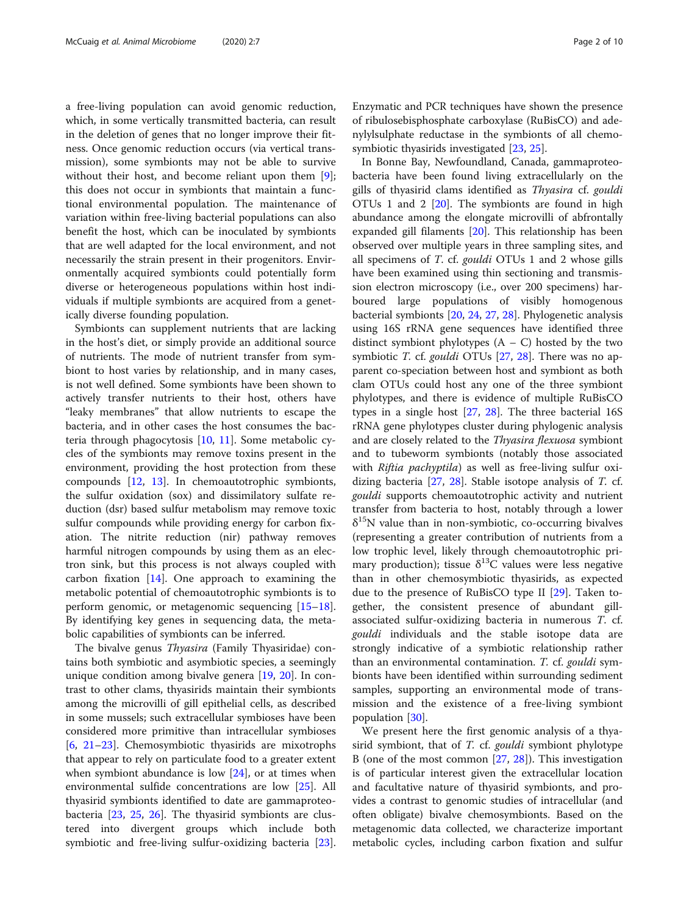a free-living population can avoid genomic reduction, which, in some vertically transmitted bacteria, can result in the deletion of genes that no longer improve their fitness. Once genomic reduction occurs (via vertical transmission), some symbionts may not be able to survive without their host, and become reliant upon them [9]; this does not occur in symbionts that maintain a functional environmental population. The maintenance of variation within free-living bacterial populations can also benefit the host, which can be inoculated by symbionts that are well adapted for the local environment, and not necessarily the strain present in their progenitors. Environmentally acquired symbionts could potentially form diverse or heterogeneous populations within host individuals if multiple symbionts are acquired from a genetically diverse founding population.

Symbionts can supplement nutrients that are lacking in the host's diet, or simply provide an additional source of nutrients. The mode of nutrient transfer from symbiont to host varies by relationship, and in many cases, is not well defined. Some symbionts have been shown to actively transfer nutrients to their host, others have "leaky membranes" that allow nutrients to escape the bacteria, and in other cases the host consumes the bacteria through phagocytosis [10, 11]. Some metabolic cycles of the symbionts may remove toxins present in the environment, providing the host protection from these compounds [12, 13]. In chemoautotrophic symbionts, the sulfur oxidation (sox) and dissimilatory sulfate reduction (dsr) based sulfur metabolism may remove toxic sulfur compounds while providing energy for carbon fixation. The nitrite reduction (nir) pathway removes harmful nitrogen compounds by using them as an electron sink, but this process is not always coupled with carbon fixation [14]. One approach to examining the metabolic potential of chemoautotrophic symbionts is to perform genomic, or metagenomic sequencing [15–18]. By identifying key genes in sequencing data, the metabolic capabilities of symbionts can be inferred.

The bivalve genus *Thyasira* (Family Thyasiridae) contains both symbiotic and asymbiotic species, a seemingly unique condition among bivalve genera [19, 20]. In contrast to other clams, thyasirids maintain their symbionts among the microvilli of gill epithelial cells, as described in some mussels; such extracellular symbioses have been considered more primitive than intracellular symbioses [6, 21–23]. Chemosymbiotic thyasirids are mixotrophs that appear to rely on particulate food to a greater extent when symbiont abundance is low [24], or at times when environmental sulfide concentrations are low [25]. All thyasirid symbionts identified to date are gammaproteobacteria [23, 25, 26]. The thyasirid symbionts are clustered into divergent groups which include both symbiotic and free-living sulfur-oxidizing bacteria [23]. Enzymatic and PCR techniques have shown the presence of ribulosebisphosphate carboxylase (RuBisCO) and adenylylsulphate reductase in the symbionts of all chemosymbiotic thyasirids investigated [23, 25].

In Bonne Bay, Newfoundland, Canada, gammaproteobacteria have been found living extracellularly on the gills of thyasirid clams identified as *Thyasira* cf. *gouldi* OTUs 1 and 2 [20]. The symbionts are found in high abundance among the elongate microvilli of abfrontally expanded gill filaments [20]. This relationship has been observed over multiple years in three sampling sites, and all specimens of *T.* cf. *gouldi* OTUs 1 and 2 whose gills have been examined using thin sectioning and transmission electron microscopy (i.e., over 200 specimens) harboured large populations of visibly homogenous bacterial symbionts [20, 24, 27, 28]. Phylogenetic analysis using 16S rRNA gene sequences have identified three distinct symbiont phylotypes (A – C) hosted by the two symbiotic *T.* cf. *gouldi* OTUs [27, 28]. There was no apparent co-speciation between host and symbiont as both clam OTUs could host any one of the three symbiont phylotypes, and there is evidence of multiple RuBisCO types in a single host [27, 28]. The three bacterial 16S rRNA gene phylotypes cluster during phylogenic analysis and are closely related to the *Thyasira flexuosa* symbiont and to tubeworm symbionts (notably those associated with *Riftia pachyptila*) as well as free-living sulfur oxidizing bacteria [27, 28]. Stable isotope analysis of *T.* cf. *gouldi* supports chemoautotrophic activity and nutrient transfer from bacteria to host, notably through a lower $\delta^{15}N$ value than in non-symbiotic, co-occurring bivalves (representing a greater contribution of nutrients from a low trophic level, likely through chemoautotrophic primary production); tissue $\delta^{13}C$ values were less negative than in other chemosymbiotic thyasirids, as expected due to the presence of RuBisCO type II [29]. Taken together, the consistent presence of abundant gill-associated sulfur-oxidizing bacteria in numerous *T.* cf. *gouldi* individuals and the stable isotope data are strongly indicative of a symbiotic relationship rather than an environmental contamination. *T.* cf. *gouldi* symbionts have been identified within surrounding sediment samples, supporting an environmental mode of transmission and the existence of a free-living symbiont population [30].

We present here the first genomic analysis of a thyasirid symbiont, that of *T.* cf. *gouldi* symbiont phylotype B (one of the most common [27, 28]). This investigation is of particular interest given the extracellular location and facultative nature of thyasirid symbionts, and provides a contrast to genomic studies of intracellular (and often obligate) bivalve chemosymbionts. Based on the metagenomic data collected, we characterize important metabolic cycles, including carbon fixation and sulfur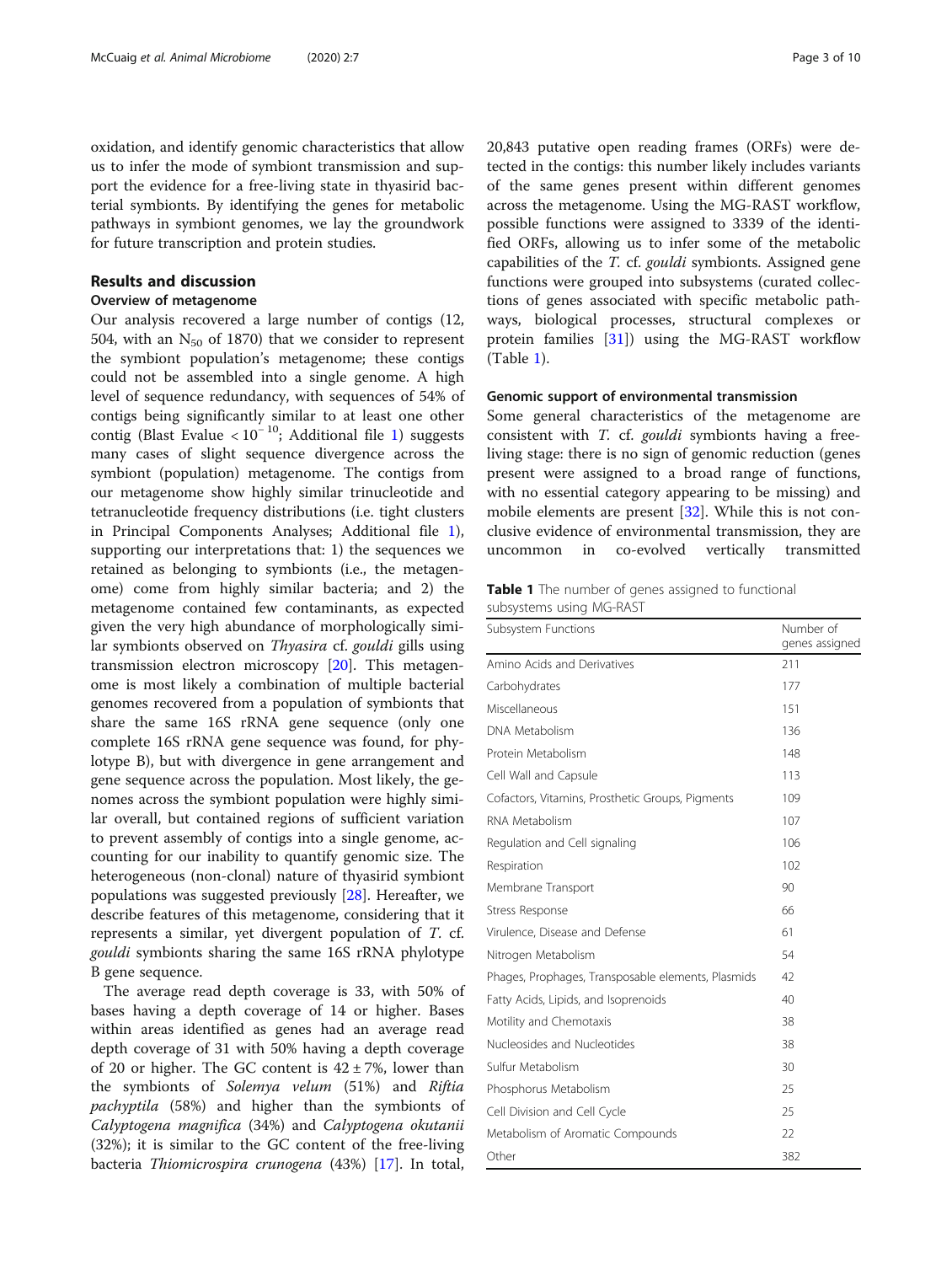oxidation, and identify genomic characteristics that allow us to infer the mode of symbiont transmission and support the evidence for a free-living state in thyasirid bacterial symbionts. By identifying the genes for metabolic pathways in symbiont genomes, we lay the groundwork for future transcription and protein studies.

## Results and discussion

### Overview of metagenome

Our analysis recovered a large number of contigs (12, 504, with an $N_{50}$ of 1870) that we consider to represent the symbiont population's metagenome; these contigs could not be assembled into a single genome. A high level of sequence redundancy, with sequences of 54% of contigs being significantly similar to at least one other contig (Blast Evalue $< 10^{-10}$; Additional file 1) suggests many cases of slight sequence divergence across the symbiont (population) metagenome. The contigs from our metagenome show highly similar trinucleotide and tetranucleotide frequency distributions (i.e. tight clusters in Principal Components Analyses; Additional file 1), supporting our interpretations that: 1) the sequences we retained as belonging to symbionts (i.e., the metagenome) come from highly similar bacteria; and 2) the metagenome contained few contaminants, as expected given the very high abundance of morphologically similar symbionts observed on *Thyasira* cf. *gouldi* gills using transmission electron microscopy [20]. This metagenome is most likely a combination of multiple bacterial genomes recovered from a population of symbionts that share the same 16S rRNA gene sequence (only one complete 16S rRNA gene sequence was found, for phylotype B), but with divergence in gene arrangement and gene sequence across the population. Most likely, the genomes across the symbiont population were highly similar overall, but contained regions of sufficient variation to prevent assembly of contigs into a single genome, accounting for our inability to quantify genomic size. The heterogeneous (non-clonal) nature of thyasirid symbiont populations was suggested previously [28]. Hereafter, we describe features of this metagenome, considering that it represents a similar, yet divergent population of *T.* cf. *gouldi* symbionts sharing the same 16S rRNA phylotype B gene sequence.

The average read depth coverage is 33, with 50% of bases having a depth coverage of 14 or higher. Bases within areas identified as genes had an average read depth coverage of 31 with 50% having a depth coverage of 20 or higher. The GC content is 42 ± 7%, lower than the symbionts of *Solemya velum* (51%) and *Riftia pachyptila* (58%) and higher than the symbionts of *Calyptogena magnifica* (34%) and *Calyptogena okutanii* (32%); it is similar to the GC content of the free-living bacteria *Thiomicrospira crunogena* (43%) [17]. In total, 20,843 putative open reading frames (ORFs) were detected in the contigs: this number likely includes variants of the same genes present within different genomes across the metagenome. Using the MG-RAST workflow, possible functions were assigned to 3339 of the identified ORFs, allowing us to infer some of the metabolic capabilities of the *T.* cf. *gouldi* symbionts. Assigned gene functions were grouped into subsystems (curated collections of genes associated with specific metabolic pathways, biological processes, structural complexes or protein families [31]) using the MG-RAST workflow (Table 1).

### Genomic support of environmental transmission

Some general characteristics of the metagenome are consistent with *T.* cf. *gouldi* symbionts having a free-living stage: there is no sign of genomic reduction (genes present were assigned to a broad range of functions, with no essential category appearing to be missing) and mobile elements are present [32]. While this is not conclusive evidence of environmental transmission, they are uncommon in co-evolved vertically transmitted

**Table 1** The number of genes assigned to functional subsystems using MG-RAST

| Subsystem Functions | Number of genes assigned |
|---|---|
| Amino Acids and Derivatives | 211 |
| Carbohydrates | 177 |
| Miscellaneous | 151 |
| DNA Metabolism | 136 |
| Protein Metabolism | 148 |
| Cell Wall and Capsule | 113 |
| Cofactors, Vitamins, Prosthetic Groups, Pigments | 109 |
| RNA Metabolism | 107 |
| Regulation and Cell signaling | 106 |
| Respiration | 102 |
| Membrane Transport | 90 |
| Stress Response | 66 |
| Virulence, Disease and Defense | 61 |
| Nitrogen Metabolism | 54 |
| Phages, Prophages, Transposable elements, Plasmids | 42 |
| Fatty Acids, Lipids, and Isoprenoids | 40 |
| Motility and Chemotaxis | 38 |
| Nucleosides and Nucleotides | 38 |
| Sulfur Metabolism | 30 |
| Phosphorus Metabolism | 25 |
| Cell Division and Cell Cycle | 25 |
| Metabolism of Aromatic Compounds | 22 |
| Other | 382 |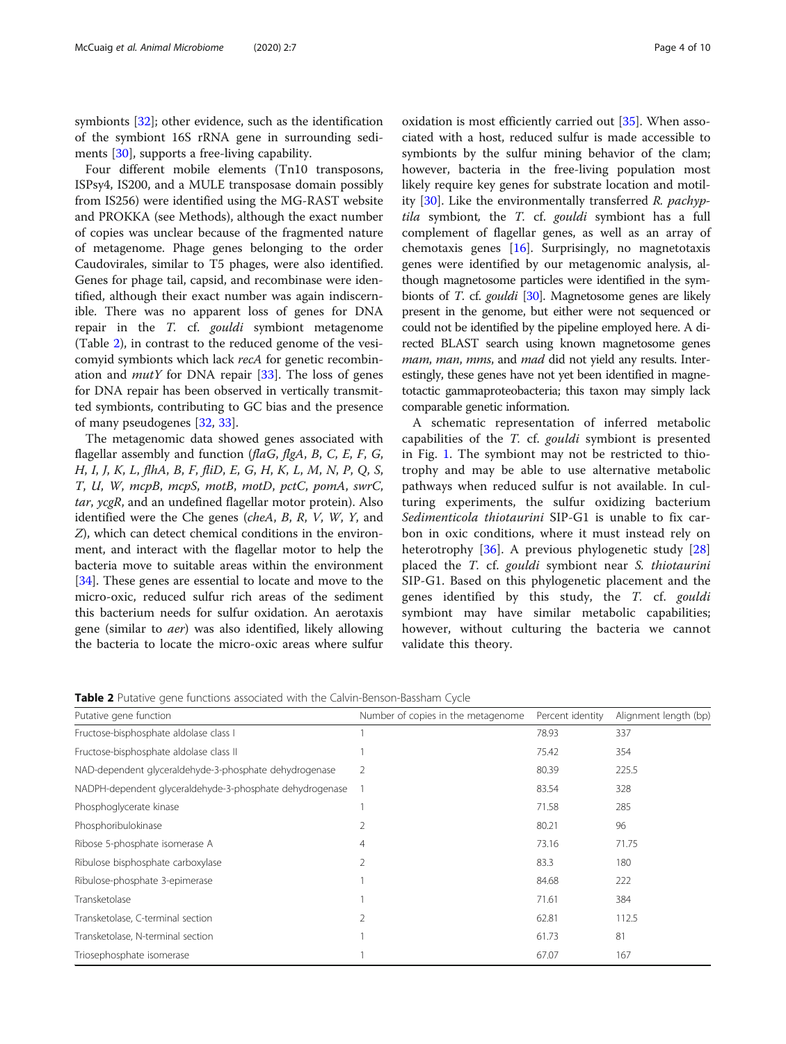symbionts [32]; other evidence, such as the identification of the symbiont 16S rRNA gene in surrounding sediments [30], supports a free-living capability.

Four different mobile elements (Tn10 transposons, ISPsy4, IS200, and a MULE transposase domain possibly from IS256) were identified using the MG-RAST website and PROKKA (see Methods), although the exact number of copies was unclear because of the fragmented nature of metagenome. Phage genes belonging to the order Caudovirales, similar to T5 phages, were also identified. Genes for phage tail, capsid, and recombinase were identified, although their exact number was again indiscernible. There was no apparent loss of genes for DNA repair in the *T.* cf. *gouldi* symbiont metagenome (Table 2), in contrast to the reduced genome of the vesicomyid symbionts which lack *recA* for genetic recombination and *mutY* for DNA repair [33]. The loss of genes for DNA repair has been observed in vertically transmitted symbionts, contributing to GC bias and the presence of many pseudogenes [32, 33].

The metagenomic data showed genes associated with flagellar assembly and function (*flaG*, *flgA*, *B*, *C*, *E*, *F*, *G*, *H*, *I*, *J*, *K*, *L*, *flhA*, *B*, *F*, *fliD*, *E*, *G*, *H*, *K*, *L*, *M*, *N*, *P*, *Q*, *S*, *T*, *U*, *W*, *mcpB*, *mcpS*, *motB*, *motD*, *pctC*, *pomA*, *swrC*, *tar*, *ycgR*, and an undefined flagellar motor protein). Also identified were the Che genes (*cheA*, *B*, *R*, *V*, *W*, *Y*, and *Z*), which can detect chemical conditions in the environment, and interact with the flagellar motor to help the bacteria move to suitable areas within the environment [34]. These genes are essential to locate and move to the micro-oxic, reduced sulfur rich areas of the sediment this bacterium needs for sulfur oxidation. An aerotaxis gene (similar to *aer*) was also identified, likely allowing the bacteria to locate the micro-oxic areas where sulfur oxidation is most efficiently carried out [35]. When associated with a host, reduced sulfur is made accessible to symbionts by the sulfur mining behavior of the clam; however, bacteria in the free-living population most likely require key genes for substrate location and motility [30]. Like the environmentally transferred *R. pachyptila* symbiont, the *T.* cf. *gouldi* symbiont has a full complement of flagellar genes, as well as an array of chemotaxis genes [16]. Surprisingly, no magnetotaxis genes were identified by our metagenomic analysis, although magnetosome particles were identified in the symbionts of *T.* cf. *gouldi* [30]. Magnetosome genes are likely present in the genome, but either were not sequenced or could not be identified by the pipeline employed here. A directed BLAST search using known magnetosome genes *mam*, *man*, *mms*, and *mad* did not yield any results. Interestingly, these genes have not yet been identified in magnetotactic gammaproteobacteria; this taxon may simply lack comparable genetic information.

A schematic representation of inferred metabolic capabilities of the *T.* cf. *gouldi* symbiont is presented in Fig. 1. The symbiont may not be restricted to thiotrophy and may be able to use alternative metabolic pathways when reduced sulfur is not available. In culturing experiments, the sulfur oxidizing bacterium *Sedimenticola thiotaurini* SIP-G1 is unable to fix carbon in oxic conditions, where it must instead rely on heterotrophy [36]. A previous phylogenetic study [28] placed the *T.* cf. *gouldi* symbiont near *S. thiotaurini* SIP-G1. Based on this phylogenetic placement and the genes identified by this study, the *T.* cf. *gouldi* symbiont may have similar metabolic capabilities; however, without culturing the bacteria we cannot validate this theory.

**Table 2** Putative gene functions associated with the Calvin-Benson-Bassham Cycle

| Putative gene function | Number of copies in the metagenome | Percent identity | Alignment length (bp) |
|---|---|---|---|
| Fructose-bisphosphate aldolase class I | 1 | 78.93 | 337 |
| Fructose-bisphosphate aldolase class II | 1 | 75.42 | 354 |
| NAD-dependent glyceraldehyde-3-phosphate dehydrogenase | 2 | 80.39 | 225.5 |
| NADPH-dependent glyceraldehyde-3-phosphate dehydrogenase | 1 | 83.54 | 328 |
| Phosphoglycerate kinase | 1 | 71.58 | 285 |
| Phosphoribulokinase | 2 | 80.21 | 96 |
| Ribose 5-phosphate isomerase A | 4 | 73.16 | 71.75 |
| Ribulose bisphosphate carboxylase | 2 | 83.3 | 180 |
| Ribulose-phosphate 3-epimerase | 1 | 84.68 | 222 |
| Transketolase | 1 | 71.61 | 384 |
| Transketolase, C-terminal section | 2 | 62.81 | 112.5 |
| Transketolase, N-terminal section | 1 | 61.73 | 81 |
| Triosephosphate isomerase | 1 | 67.07 | 167 |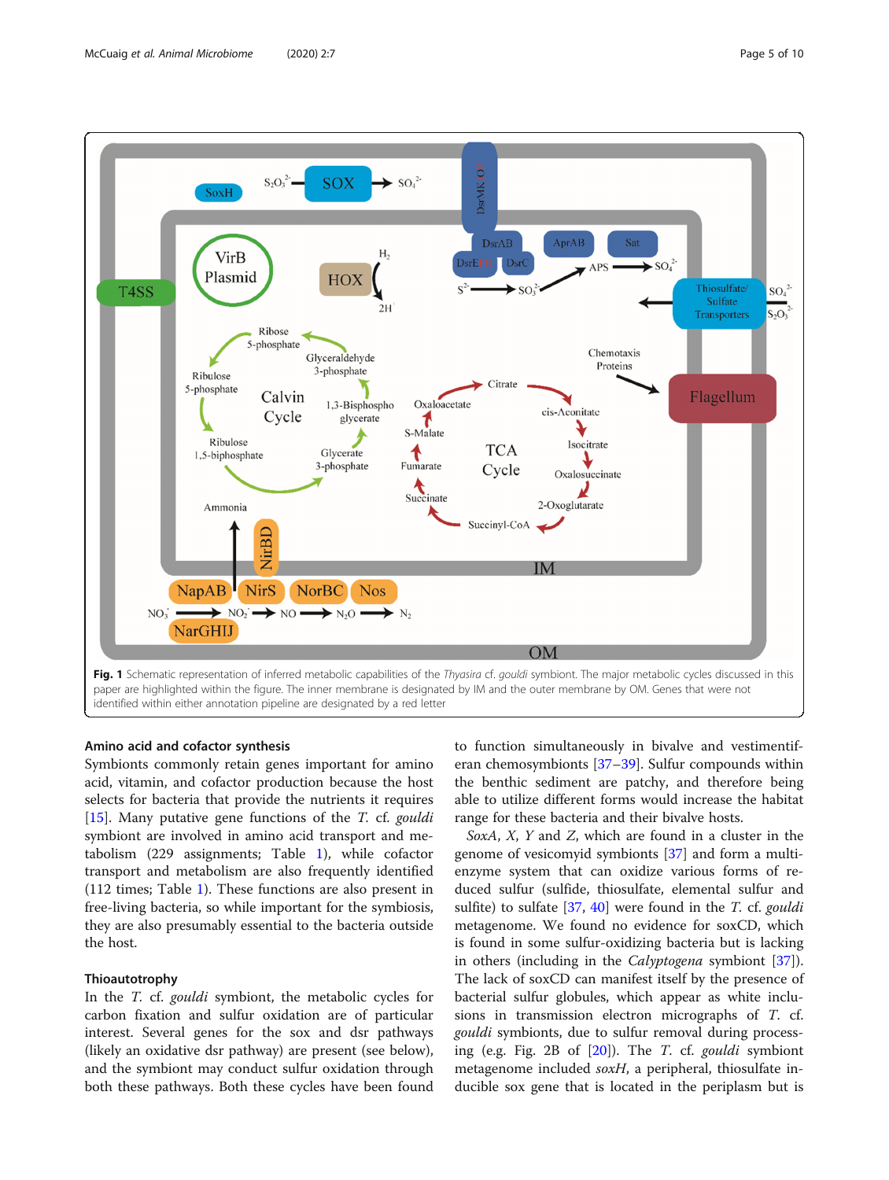**Fig. 1** Schematic representation of inferred metabolic capabilities of the *Thyasira* cf. *gouldi* symbiont. The major metabolic cycles discussed in this paper are highlighted within the figure. The inner membrane is designated by IM and the outer membrane by OM. Genes that were not identified within either annotation pipeline are designated by a red letter

### Amino acid and cofactor synthesis

Symbionts commonly retain genes important for amino acid, vitamin, and cofactor production because the host selects for bacteria that provide the nutrients it requires [15]. Many putative gene functions of the *T.* cf. *gouldi* symbiont are involved in amino acid transport and metabolism (229 assignments; Table 1), while cofactor transport and metabolism are also frequently identified (112 times; Table 1). These functions are also present in free-living bacteria, so while important for the symbiosis, they are also presumably essential to the bacteria outside the host.

### Thioautotrophy

In the *T.* cf. *gouldi* symbiont, the metabolic cycles for carbon fixation and sulfur oxidation are of particular interest. Several genes for the sox and dsr pathways (likely an oxidative dsr pathway) are present (see below), and the symbiont may conduct sulfur oxidation through both these pathways. Both these cycles have been found to function simultaneously in bivalve and vestimentiferan chemosymbionts [37–39]. Sulfur compounds within the benthic sediment are patchy, and therefore being able to utilize different forms would increase the habitat range for these bacteria and their bivalve hosts.

*SoxA*, *X*, *Y* and *Z*, which are found in a cluster in the genome of vesicomyid symbionts [37] and form a multi-enzyme system that can oxidize various forms of reduced sulfur (sulfide, thiosulfate, elemental sulfur and sulfite) to sulfate [37, 40] were found in the *T.* cf. *gouldi* metagenome. We found no evidence for soxCD, which is found in some sulfur-oxidizing bacteria but is lacking in others (including in the *Calyptogena* symbiont [37]). The lack of soxCD can manifest itself by the presence of bacterial sulfur globules, which appear as white inclusions in transmission electron micrographs of *T.* cf. *gouldi* symbionts, due to sulfur removal during processing (e.g. Fig. 2B of [20]). The *T.* cf. *gouldi* symbiont metagenome included *soxH*, a peripheral, thiosulfate inducible sox gene that is located in the periplasm but is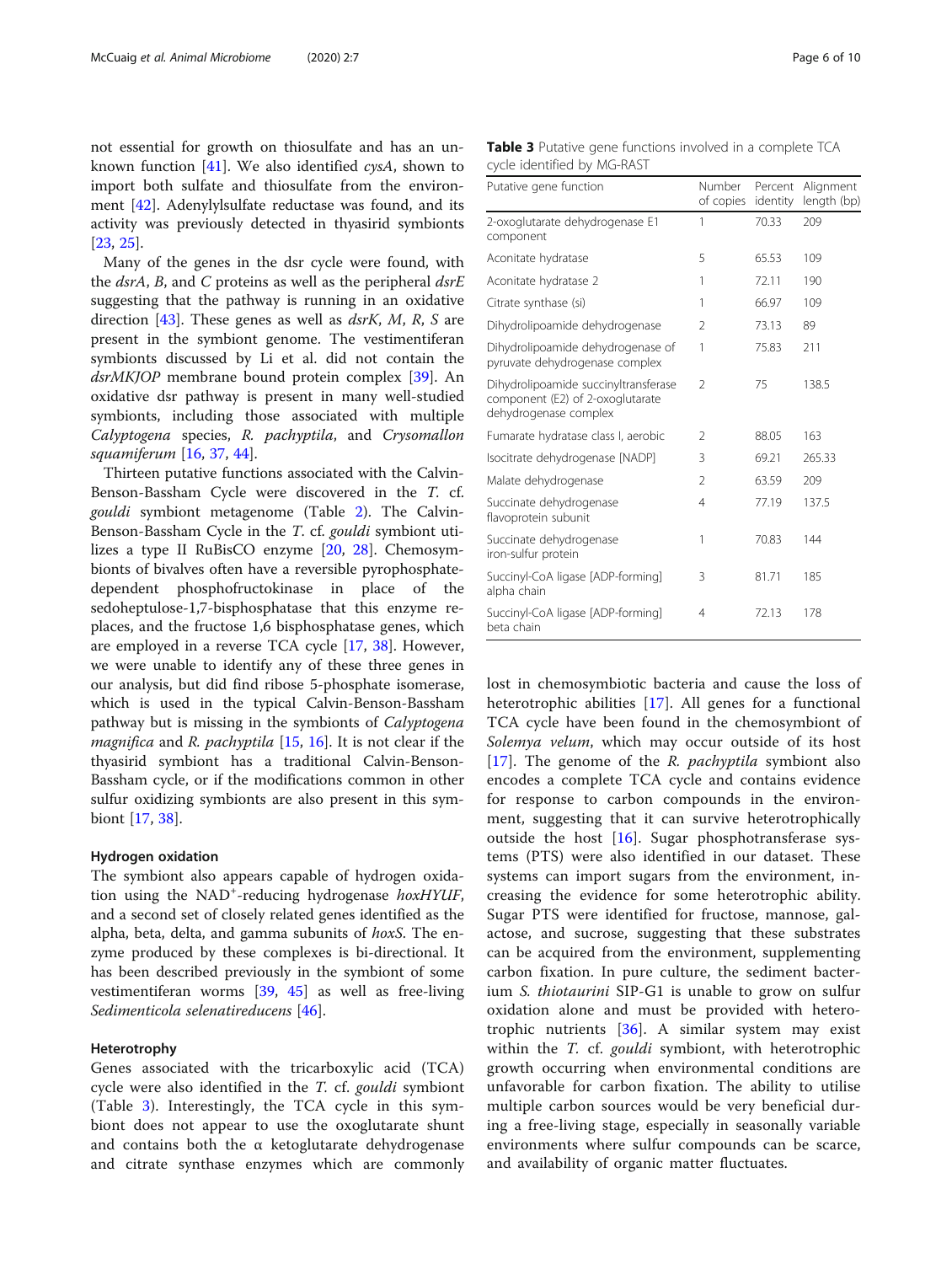not essential for growth on thiosulfate and has an unknown function [41]. We also identified *cysA*, shown to import both sulfate and thiosulfate from the environment [42]. Adenylylsulfate reductase was found, and its activity was previously detected in thyasirid symbionts [23, 25].

Many of the genes in the dsr cycle were found, with the *dsrA*, *B*, and *C* proteins as well as the peripheral *dsrE* suggesting that the pathway is running in an oxidative direction [43]. These genes as well as *dsrK*, *M*, *R*, *S* are present in the symbiont genome. The vestimentiferan symbionts discussed by Li et al. did not contain the *dsrMKJOP* membrane bound protein complex [39]. An oxidative dsr pathway is present in many well-studied symbionts, including those associated with multiple *Calyptogena* species, *R. pachyptila*, and *Crysomallon squamiferum* [16, 37, 44].

Thirteen putative functions associated with the Calvin-Benson-Bassham Cycle were discovered in the *T.* cf. *gouldi* symbiont metagenome (Table 2). The Calvin-Benson-Bassham Cycle in the *T.* cf. *gouldi* symbiont utilizes a type II RuBisCO enzyme [20, 28]. Chemosymbionts of bivalves often have a reversible pyrophosphate-dependent phosphofructokinase in place of the sedoheptulose-1,7-bisphosphatase that this enzyme replaces, and the fructose 1,6 bisphosphatase genes, which are employed in a reverse TCA cycle [17, 38]. However, we were unable to identify any of these three genes in our analysis, but did find ribose 5-phosphate isomerase, which is used in the typical Calvin-Benson-Bassham pathway but is missing in the symbionts of *Calyptogena magnifica* and *R. pachyptila* [15, 16]. It is not clear if the thyasirid symbiont has a traditional Calvin-Benson-Bassham cycle, or if the modifications common in other sulfur oxidizing symbionts are also present in this symbiont [17, 38].

### Hydrogen oxidation

The symbiont also appears capable of hydrogen oxidation using the $NAD^+$-reducing hydrogenase *hoxHYUF*, and a second set of closely related genes identified as the alpha, beta, delta, and gamma subunits of *hoxS*. The enzyme produced by these complexes is bi-directional. It has been described previously in the symbiont of some vestimentiferan worms [39, 45] as well as free-living *Sedimenticola selenatireducens* [46].

### Heterotrophy

Genes associated with the tricarboxylic acid (TCA) cycle were also identified in the *T.* cf. *gouldi* symbiont (Table 3). Interestingly, the TCA cycle in this symbiont does not appear to use the oxoglutarate shunt and contains both the α ketoglutarate dehydrogenase and citrate synthase enzymes which are commonly lost in chemosymbiotic bacteria and cause the loss of heterotrophic abilities [17]. All genes for a functional TCA cycle have been found in the chemosymbiont of *Solemya velum*, which may occur outside of its host [17]. The genome of the *R. pachyptila* symbiont also encodes a complete TCA cycle and contains evidence for response to carbon compounds in the environment, suggesting that it can survive heterotrophically outside the host [16]. Sugar phosphotransferase systems (PTS) were also identified in our dataset. These systems can import sugars from the environment, increasing the evidence for some heterotrophic ability. Sugar PTS were identified for fructose, mannose, galactose, and sucrose, suggesting that these substrates can be acquired from the environment, supplementing carbon fixation. In pure culture, the sediment bacterium *S. thiotaurini* SIP-G1 is unable to grow on sulfur oxidation alone and must be provided with heterotrophic nutrients [36]. A similar system may exist within the *T.* cf. *gouldi* symbiont, with heterotrophic growth occurring when environmental conditions are unfavorable for carbon fixation. The ability to utilise multiple carbon sources would be very beneficial during a free-living stage, especially in seasonally variable environments where sulfur compounds can be scarce, and availability of organic matter fluctuates.

**Table 3** Putative gene functions involved in a complete TCA cycle identified by MG-RAST

| Putative gene function | Number of copies | Percent identity | Alignment length (bp) |
|---|---|---|---|
| 2-oxoglutarate dehydrogenase E1 component | 1 | 70.33 | 209 |
| Aconitate hydratase | 5 | 65.53 | 109 |
| Aconitate hydratase 2 | 1 | 72.11 | 190 |
| Citrate synthase (si) | 1 | 66.97 | 109 |
| Dihydrolipoamide dehydrogenase | 2 | 73.13 | 89 |
| Dihydrolipoamide dehydrogenase of pyruvate dehydrogenase complex | 1 | 75.83 | 211 |
| Dihydrolipoamide succinyltransferase component (E2) of 2-oxoglutarate dehydrogenase complex | 2 | 75 | 138.5 |
| Fumarate hydratase class I, aerobic | 2 | 88.05 | 163 |
| Isocitrate dehydrogenase [NADP] | 3 | 69.21 | 265.33 |
| Malate dehydrogenase | 2 | 63.59 | 209 |
| Succinate dehydrogenase flavoprotein subunit | 4 | 77.19 | 137.5 |
| Succinate dehydrogenase iron-sulfur protein | 1 | 70.83 | 144 |
| Succinyl-CoA ligase [ADP-forming] alpha chain | 3 | 81.71 | 185 |
| Succinyl-CoA ligase [ADP-forming] beta chain | 4 | 72.13 | 178 |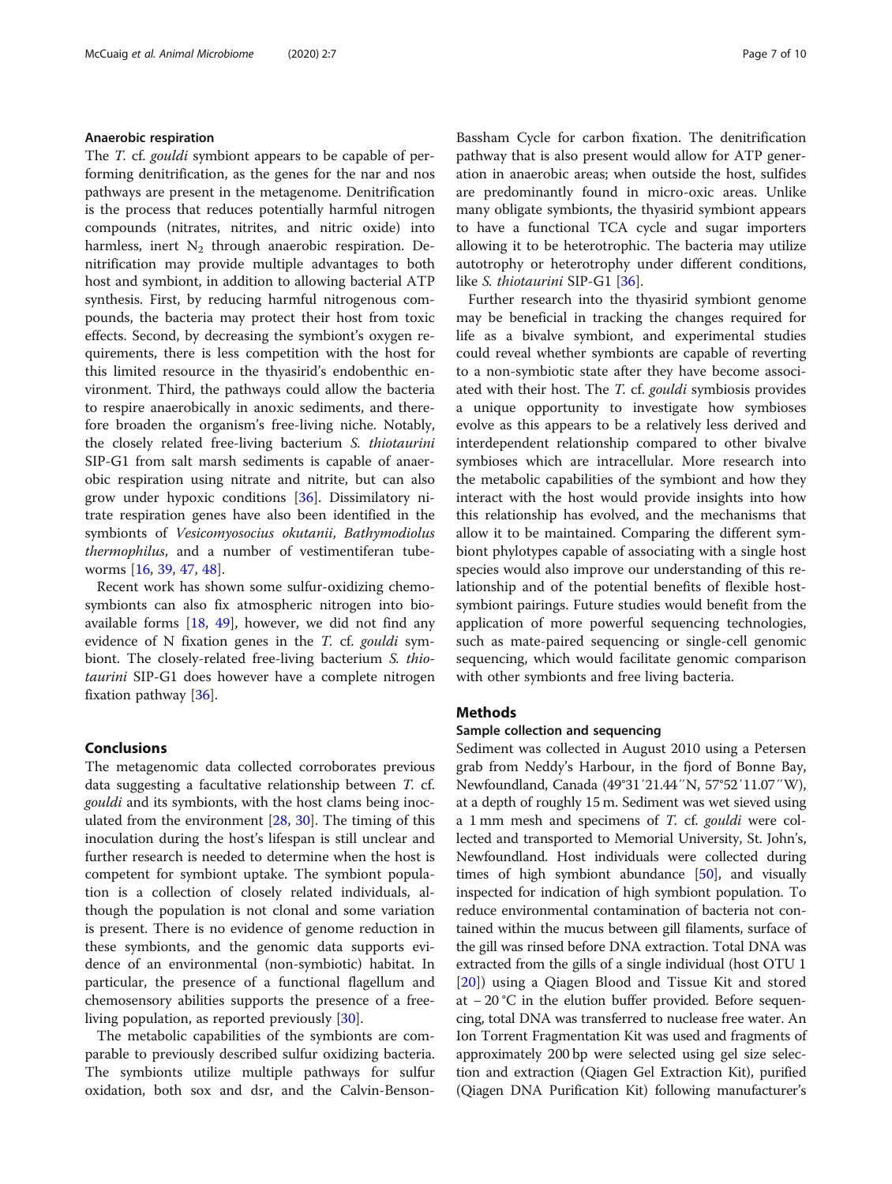### Anaerobic respiration

The *T.* cf. *gouldi* symbiont appears to be capable of performing denitrification, as the genes for the nar and nos pathways are present in the metagenome. Denitrification is the process that reduces potentially harmful nitrogen compounds (nitrates, nitrites, and nitric oxide) into harmless, inert $N_2$ through anaerobic respiration. Denitrification may provide multiple advantages to both host and symbiont, in addition to allowing bacterial ATP synthesis. First, by reducing harmful nitrogenous compounds, the bacteria may protect their host from toxic effects. Second, by decreasing the symbiont's oxygen requirements, there is less competition with the host for this limited resource in the thyasirid's endobenthic environment. Third, the pathways could allow the bacteria to respire anaerobically in anoxic sediments, and therefore broaden the organism's free-living niche. Notably, the closely related free-living bacterium *S. thiotaurini* SIP-G1 from salt marsh sediments is capable of anaerobic respiration using nitrate and nitrite, but can also grow under hypoxic conditions [36]. Dissimilatory nitrate respiration genes have also been identified in the symbionts of *Vesicomyosocius okutanii*, *Bathymodiolus thermophilus*, and a number of vestimentiferan tubeworms [16, 39, 47, 48].

Recent work has shown some sulfur-oxidizing chemosymbionts can also fix atmospheric nitrogen into bioavailable forms [18, 49], however, we did not find any evidence of N fixation genes in the *T.* cf. *gouldi* symbiont. The closely-related free-living bacterium *S. thiotaurini* SIP-G1 does however have a complete nitrogen fixation pathway [36].

## Conclusions

The metagenomic data collected corroborates previous data suggesting a facultative relationship between *T.* cf. *gouldi* and its symbionts, with the host clams being inoculated from the environment [28, 30]. The timing of this inoculation during the host's lifespan is still unclear and further research is needed to determine when the host is competent for symbiont uptake. The symbiont population is a collection of closely related individuals, although the population is not clonal and some variation is present. There is no evidence of genome reduction in these symbionts, and the genomic data supports evidence of an environmental (non-symbiotic) habitat. In particular, the presence of a functional flagellum and chemosensory abilities supports the presence of a free-living population, as reported previously [30].

The metabolic capabilities of the symbionts are comparable to previously described sulfur oxidizing bacteria. The symbionts utilize multiple pathways for sulfur oxidation, both sox and dsr, and the Calvin-Benson-Bassham Cycle for carbon fixation. The denitrification pathway that is also present would allow for ATP generation in anaerobic areas; when outside the host, sulfides are predominantly found in micro-oxic areas. Unlike many obligate symbionts, the thyasirid symbiont appears to have a functional TCA cycle and sugar importers allowing it to be heterotrophic. The bacteria may utilize autotrophy or heterotrophy under different conditions, like *S. thiotaurini* SIP-G1 [36].

Further research into the thyasirid symbiont genome may be beneficial in tracking the changes required for life as a bivalve symbiont, and experimental studies could reveal whether symbionts are capable of reverting to a non-symbiotic state after they have become associated with their host. The *T.* cf. *gouldi* symbiosis provides a unique opportunity to investigate how symbioses evolve as this appears to be a relatively less derived and interdependent relationship compared to other bivalve symbioses which are intracellular. More research into the metabolic capabilities of the symbiont and how they interact with the host would provide insights into how this relationship has evolved, and the mechanisms that allow it to be maintained. Comparing the different symbiont phylotypes capable of associating with a single host species would also improve our understanding of this relationship and of the potential benefits of flexible host-symbiont pairings. Future studies would benefit from the application of more powerful sequencing technologies, such as mate-paired sequencing or single-cell genomic sequencing, which would facilitate genomic comparison with other symbionts and free living bacteria.

## Methods

### Sample collection and sequencing

Sediment was collected in August 2010 using a Petersen grab from Neddy's Harbour, in the fjord of Bonne Bay, Newfoundland, Canada (49°31′21.44″N, 57°52′11.07″W), at a depth of roughly 15 m. Sediment was wet sieved using a 1 mm mesh and specimens of *T.* cf. *gouldi* were collected and transported to Memorial University, St. John's, Newfoundland. Host individuals were collected during times of high symbiont abundance [50], and visually inspected for indication of high symbiont population. To reduce environmental contamination of bacteria not contained within the mucus between gill filaments, surface of the gill was rinsed before DNA extraction. Total DNA was extracted from the gills of a single individual (host OTU 1 [20]) using a Qiagen Blood and Tissue Kit and stored at − 20 °C in the elution buffer provided. Before sequencing, total DNA was transferred to nuclease free water. An Ion Torrent Fragmentation Kit was used and fragments of approximately 200 bp were selected using gel size selection and extraction (Qiagen Gel Extraction Kit), purified (Qiagen DNA Purification Kit) following manufacturer's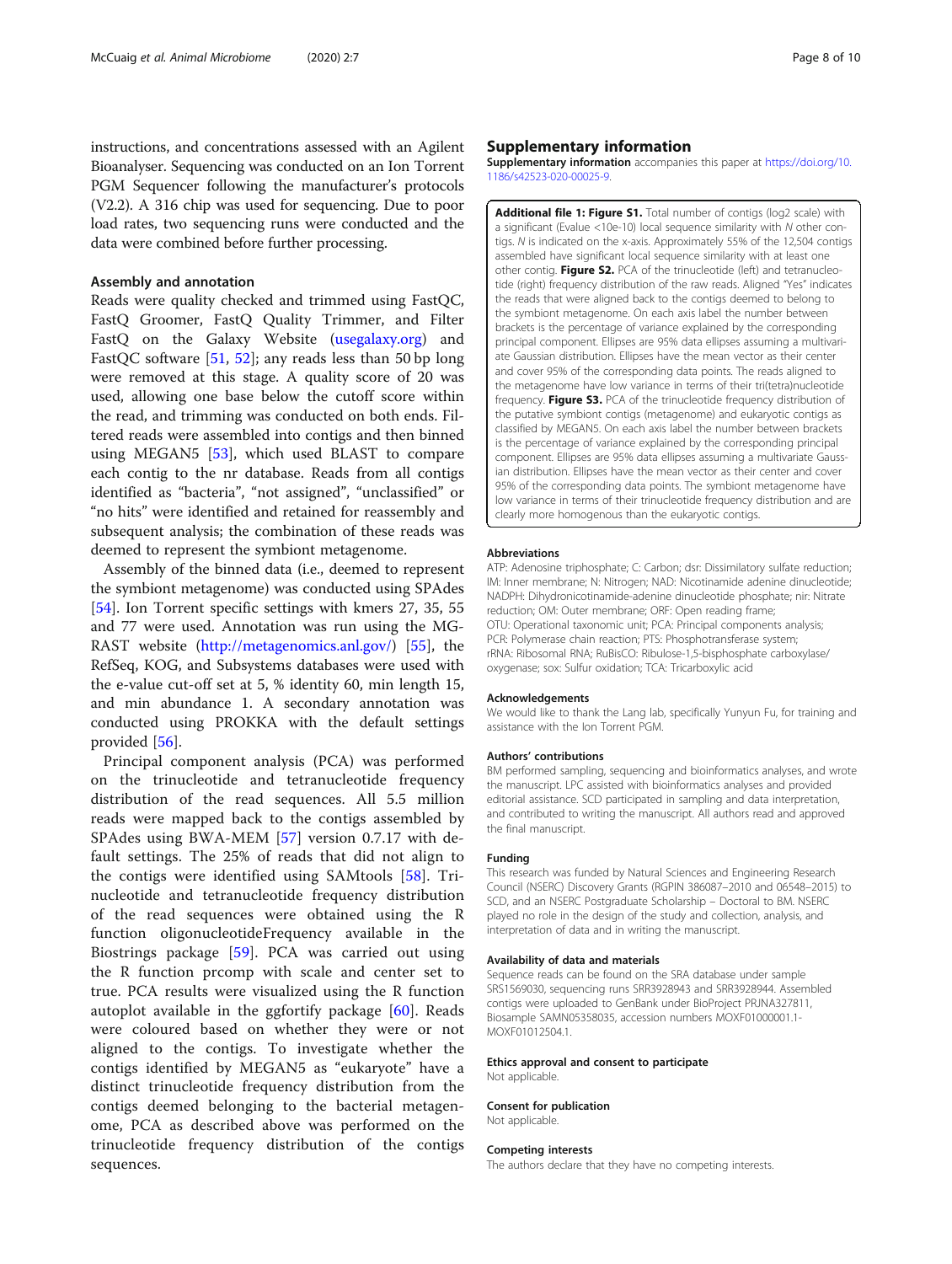instructions, and concentrations assessed with an Agilent Bioanalyser. Sequencing was conducted on an Ion Torrent PGM Sequencer following the manufacturer's protocols (V2.2). A 316 chip was used for sequencing. Due to poor load rates, two sequencing runs were conducted and the data were combined before further processing.

### Assembly and annotation

Reads were quality checked and trimmed using FastQC, FastQ Groomer, FastQ Quality Trimmer, and Filter FastQ on the Galaxy Website (usegalaxy.org) and FastQC software [51, 52]; any reads less than 50 bp long were removed at this stage. A quality score of 20 was used, allowing one base below the cutoff score within the read, and trimming was conducted on both ends. Filtered reads were assembled into contigs and then binned using MEGAN5 [53], which used BLAST to compare each contig to the nr database. Reads from all contigs identified as "bacteria", "not assigned", "unclassified" or "no hits" were identified and retained for reassembly and subsequent analysis; the combination of these reads was deemed to represent the symbiont metagenome.

Assembly of the binned data (i.e., deemed to represent the symbiont metagenome) was conducted using SPAdes [54]. Ion Torrent specific settings with kmers 27, 35, 55 and 77 were used. Annotation was run using the MG-RAST website (http://metagenomics.anl.gov/) [55], the RefSeq, KOG, and Subsystems databases were used with the e-value cut-off set at 5, % identity 60, min length 15, and min abundance 1. A secondary annotation was conducted using PROKKA with the default settings provided [56].

Principal component analysis (PCA) was performed on the trinucleotide and tetranucleotide frequency distribution of the read sequences. All 5.5 million reads were mapped back to the contigs assembled by SPAdes using BWA-MEM [57] version 0.7.17 with default settings. The 25% of reads that did not align to the contigs were identified using SAMtools [58]. Trinucleotide and tetranucleotide frequency distribution of the read sequences were obtained using the R function oligonucleotideFrequency available in the Biostrings package [59]. PCA was carried out using the R function prcomp with scale and center set to true. PCA results were visualized using the R function autoplot available in the ggfortify package [60]. Reads were coloured based on whether they were or not aligned to the contigs. To investigate whether the contigs identified by MEGAN5 as "eukaryote" have a distinct trinucleotide frequency distribution from the contigs deemed belonging to the bacterial metagenome, PCA as described above was performed on the trinucleotide frequency distribution of the contigs sequences.

## Supplementary information

**Supplementary information** accompanies this paper at https://doi.org/10.1186/s42523-020-00025-9.

**Additional file 1: Figure S1.** Total number of contigs (log2 scale) with a significant (Evalue <10e-10) local sequence similarity with *N* other contigs. *N* is indicated on the x-axis. Approximately 55% of the 12,504 contigs assembled have significant local sequence similarity with at least one other contig. **Figure S2.** PCA of the trinucleotide (left) and tetranucleotide (right) frequency distribution of the raw reads. Aligned "Yes" indicates the reads that were aligned back to the contigs deemed to belong to the symbiont metagenome. On each axis label the number between brackets is the percentage of variance explained by the corresponding principal component. Ellipses are 95% data ellipses assuming a multivariate Gaussian distribution. Ellipses have the mean vector as their center and cover 95% of the corresponding data points. The reads aligned to the metagenome have low variance in terms of their tri(tetra)nucleotide frequency. **Figure S3.** PCA of the trinucleotide frequency distribution of the putative symbiont contigs (metagenome) and eukaryotic contigs as classified by MEGAN5. On each axis label the number between brackets is the percentage of variance explained by the corresponding principal component. Ellipses are 95% data ellipses assuming a multivariate Gaussian distribution. Ellipses have the mean vector as their center and cover 95% of the corresponding data points. The symbiont metagenome have low variance in terms of their trinucleotide frequency distribution and are clearly more homogenous than the eukaryotic contigs.

#### Abbreviations

ATP: Adenosine triphosphate; C: Carbon; dsr: Dissimilatory sulfate reduction; IM: Inner membrane; N: Nitrogen; NAD: Nicotinamide adenine dinucleotide; NADPH: Dihydronicotinamide-adenine dinucleotide phosphate; nir: Nitrate reduction; OM: Outer membrane; ORF: Open reading frame; OTU: Operational taxonomic unit; PCA: Principal components analysis; PCR: Polymerase chain reaction; PTS: Phosphotransferase system; rRNA: Ribosomal RNA; RuBisCO: Ribulose-1,5-bisphosphate carboxylase/oxygenase; sox: Sulfur oxidation; TCA: Tricarboxylic acid

#### Acknowledgements

We would like to thank the Lang lab, specifically Yunyun Fu, for training and assistance with the Ion Torrent PGM.

#### Authors' contributions

BM performed sampling, sequencing and bioinformatics analyses, and wrote the manuscript. LPC assisted with bioinformatics analyses and provided editorial assistance. SCD participated in sampling and data interpretation, and contributed to writing the manuscript. All authors read and approved the final manuscript.

#### Funding

This research was funded by Natural Sciences and Engineering Research Council (NSERC) Discovery Grants (RGPIN 386087–2010 and 06548–2015) to SCD, and an NSERC Postgraduate Scholarship – Doctoral to BM. NSERC played no role in the design of the study and collection, analysis, and interpretation of data and in writing the manuscript.

#### Availability of data and materials

Sequence reads can be found on the SRA database under sample SRS1569030, sequencing runs SRR3928943 and SRR3928944. Assembled contigs were uploaded to GenBank under BioProject PRJNA327811, Biosample SAMN05358035, accession numbers MOXF01000001.1-MOXF01012504.1.

#### Ethics approval and consent to participate

Not applicable.

#### Consent for publication

Not applicable.

#### Competing interests

The authors declare that they have no competing interests.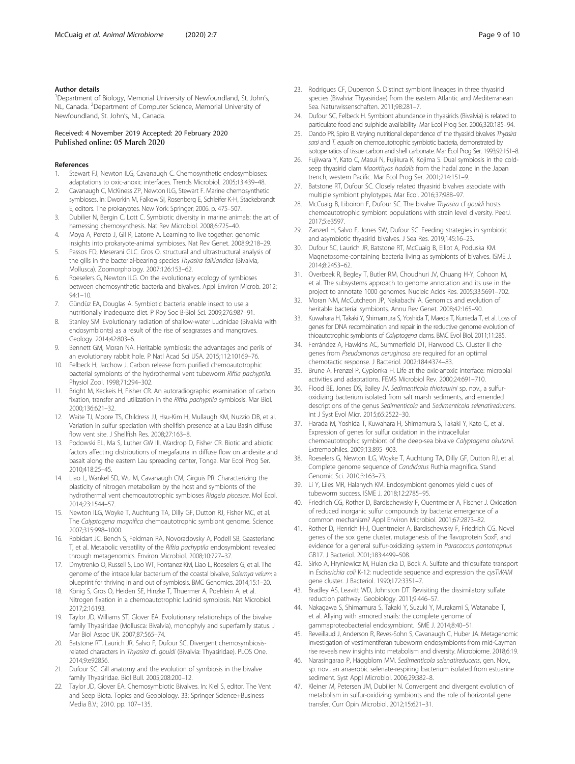#### Author details

[1]Department of Biology, Memorial University of Newfoundland, St. John's, NL, Canada. [2]Department of Computer Science, Memorial University of Newfoundland, St. John's, NL, Canada.

Received: 4 November 2019 Accepted: 20 February 2020
Published online: 05 March 2020

#### References

1. Stewart FJ, Newton ILG, Cavanaugh C. Chemosynthetic endosymbioses: adaptations to oxic-anoxic interfaces. Trends Microbiol. 2005;13:439–48.
2. Cavanaugh C, McKiness ZP, Newton ILG, Stewart F. Marine chemosynthetic symbioses. In: Dworkin M, Falkow SI, Rosenberg E, Schleifer K-H, Stackebrandt E, editors. The prokaryotes. New York: Springer; 2006. p. 475–507.
3. Dubilier N, Bergin C, Lott C. Symbiotic diversity in marine animals: the art of harnessing chemosynthesis. Nat Rev Microbiol. 2008;6:725–40.
4. Moya A, Pereto J, Gil R, Latorre A. Learning to live together: genomic insights into prokaryote-animal symbioses. Nat Rev Genet. 2008;9:218–29.
5. Passos FD, Meserani GLC. Gros O. structural and ultrastructural analysis of the gills in the bacterial-bearing species *Thyasira falklandica* (Bivalvia, Mollusca). Zoomorphology. 2007;126:153–62.
6. Roeselers G, Newton ILG. On the evolutionary ecology of symbioses between chemosynthetic bacteria and bivalves. Appl Environ Microb. 2012; 94:1–10.
7. Gündüz EA, Douglas A. Symbiotic bacteria enable insect to use a nutritionally inadequate diet. P Roy Soc B-Biol Sci. 2009;276:987–91.
8. Stanley SM. Evolutionary radiation of shallow-water Lucinidae (Bivalvia with endosymbionts) as a result of the rise of seagrasses and mangroves. Geology. 2014;42:803–6.
9. Bennett GM, Moran NA. Heritable symbiosis: the advantages and perils of an evolutionary rabbit hole. P Natl Acad Sci USA. 2015;112:10169–76.
10. Felbeck H, Jarchow J. Carbon release from purified chemoautotrophic bacterial symbionts of the hydrothermal vent tubeworm *Riftia pachyptila*. Physiol Zool. 1998;71:294–302.
11. Bright M, Keckeis H, Fisher CR. An autoradiographic examination of carbon fixation, transfer and utilization in the *Riftia pachyptila* symbiosis. Mar Biol. 2000;136:621–32.
12. Waite TJ, Moore TS, Childress JJ, Hsu-Kim H, Mullaugh KM, Nuzzio DB, et al. Variation in sulfur speciation with shellfish presence at a Lau Basin diffuse flow vent site. J Shellfish Res. 2008;27:163–8.
13. Podowski EL, Ma S, Luther GW III, Wardrop D, Fisher CR. Biotic and abiotic factors affecting distributions of megafauna in diffuse flow on andesite and basalt along the eastern Lau spreading center, Tonga. Mar Ecol Prog Ser. 2010;418:25–45.
14. Liao L, Wankel SD, Wu M, Cavanaugh CM, Girguis PR. Characterizing the plasticity of nitrogen metabolism by the host and symbionts of the hydrothermal vent chemoautotrophic symbioses *Ridgeia piscesae*. Mol Ecol. 2014;23:1544–57.
15. Newton ILG, Woyke T, Auchtung TA, Dilly GF, Dutton RJ, Fisher MC, et al. The *Calyptogena magnifica* chemoautotrophic symbiont genome. Science. 2007;315:998–1000.
16. Robidart JC, Bench S, Feldman RA, Novoradovsky A, Podell SB, Gaasterland T, et al. Metabolic versatility of the *Riftia pachyptila* endosymbiont revealed through metagenomics. Environ Microbiol. 2008;10:727–37.
17. Dmytrenko O, Russell S, Loo WT, Fontanez KM, Liao L, Roeselers G, et al. The genome of the intracellular bacterium of the coastal bivalve, *Solemya velum*: a blueprint for thriving in and out of symbiosis. BMC Genomics. 2014;15:1–20.
18. König S, Gros O, Heiden SE, Hinzke T, Thuermer A, Poehlein A, et al. Nitrogen fixation in a chemoautotrophic lucinid symbiosis. Nat Microbiol. 2017;2:16193.
19. Taylor JD, Williams ST, Glover EA. Evolutionary relationships of the bivalve family Thyasiridae (Mollusca: Bivalvia), monophyly and superfamily status. J Mar Biol Assoc UK. 2007;87:565–74.
20. Batstone RT, Laurich JR, Salvo F, Dufour SC. Divergent chemosymbiosis-related characters in *Thyasira* cf. *gouldi* (Bivalvia: Thyasiridae). PLOS One. 2014;9:e92856.
21. Dufour SC. Gill anatomy and the evolution of symbiosis in the bivalve family Thyasiridae. Biol Bull. 2005;208:200–12.
22. Taylor JD, Glover EA. Chemosymbiotic Bivalves. In: Kiel S, editor. The Vent and Seep Biota. Topics and Geobiology. 33: Springer Science+Business Media B.V.; 2010. pp. 107–135.
23. Rodrigues CF, Duperron S. Distinct symbiont lineages in three thyasirid species (Bivalvia: Thyasiridae) from the eastern Atlantic and Mediterranean Sea. Naturwissenschaften. 2011;98:281–7.
24. Dufour SC, Felbeck H. Symbiont abundance in thyasirids (Bivalvia) is related to particulate food and sulphide availability. Mar Ecol Prog Ser. 2006;320:185–94.
25. Dando PR, Spiro B. Varying nutritional dependence of the thyasirid bivalves *Thyasira sarsi* and *T. equalis* on chemoautotrophic symbiotic bacteria, demonstrated by isotope ratios of tissue carbon and shell carbonate. Mar Ecol Prog Ser. 1993;92:151–8.
26. Fujiwara Y, Kato C, Masui N, Fujikura K, Kojima S. Dual symbiosis in the cold-seep thyasirid clam *Maorithyas hadalis* from the hadal zone in the Japan trench, western Pacific. Mar Ecol Prog Ser. 2001;214:151–9.
27. Batstone RT, Dufour SC. Closely related thyasirid bivalves associate with multiple symbiont phylotypes. Mar Ecol. 2016;37:988–97.
28. McCuaig B, Liboiron F, Dufour SC. The bivalve *Thyasira cf gouldi* hosts chemoautotrophic symbiont populations with strain level diversity. PeerJ. 2017;5:e3597.
29. Zanzerl H, Salvo F, Jones SW, Dufour SC. Feeding strategies in symbiotic and asymbiotic thyasirid bivalves. J Sea Res. 2019;145:16–23.
30. Dufour SC, Laurich JR, Batstone RT, McCuaig B, Elliot A, Poduska KM. Magnetosome-containing bacteria living as symbionts of bivalves. ISME J. 2014;8:2453–62.
31. Overbeek R, Begley T, Butler RM, Choudhuri JV, Chuang H-Y, Cohoon M, et al. The subsystems approach to genome annotation and its use in the project to annotate 1000 genomes. Nucleic Acids Res. 2005;33:5691–702.
32. Moran NM, McCutcheon JP, Nakabachi A. Genomics and evolution of heritable bacterial symbionts. Annu Rev Genet. 2008;42:165–90.
33. Kuwahara H, Takaki Y, Shimamura S, Yoshida T, Maeda T, Kunieda T, et al. Loss of genes for DNA recombination and repair in the reductive genome evolution of thioautotrophic symbionts of *Calyptogena* clams. BMC Evol Biol. 2011;11:285.
34. Ferrández A, Hawkins AC, Summerfield DT, Harwood CS. Cluster II che genes from *Pseudomonas aeruginosa* are required for an optimal chemotactic response. J Bacteriol. 2002;184:4374–83.
35. Brune A, Frenzel P, Cypionka H. Life at the oxic-anoxic interface: microbial activities and adaptations. FEMS Microbiol Rev. 2000;24:691–710.
36. Flood BE, Jones DS, Bailey JV. *Sedimenticola thiotaurini* sp. nov., a sulfur-oxidizing bacterium isolated from salt marsh sediments, and emended descriptions of the genus *Sedimenticola* and *Sedimenticola selenatireducens*. Int J Syst Evol Micr. 2015;65:2522–30.
37. Harada M, Yoshida T, Kuwahara H, Shimamura S, Takaki Y, Kato C, et al. Expression of genes for sulfur oxidation in the intracellular chemoautotrophic symbiont of the deep-sea bivalve *Calyptogena okutanii*. Extremophiles. 2009;13:895–903.
38. Roeselers G, Newton ILG, Woyke T, Auchtung TA, Dilly GF, Dutton RJ, et al. Complete genome sequence of *Candidatus* Ruthia magnifica. Stand Genomic Sci. 2010;3:163–73.
39. Li Y, Liles MR, Halanych KM. Endosymbiont genomes yield clues of tubeworm success. ISME J. 2018;12:2785–95.
40. Friedrich CG, Rother D, Bardischewsky F, Quentmeier A, Fischer J. Oxidation of reduced inorganic sulfur compounds by bacteria: emergence of a common mechanism? Appl Environ Microbiol. 2001;67:2873–82.
41. Rother D, Henrich H-J, Quentmeier A, Bardischewsky F, Friedrich CG. Novel genes of the sox gene cluster, mutagenesis of the flavoprotein SoxF, and evidence for a general sulfur-oxidizing system in *Paracoccus pantotrophus* GB17. J Bacteriol. 2001;183:4499–508.
42. Sirko A, Hryniewicz M, Hulanicka D, Bock A. Sulfate and thiosulfate transport in *Escherichia coli* K-12: nucleotide sequence and expression the *cysTWAM* gene cluster. J Bacteriol. 1990;172:3351–7.
43. Bradley AS, Leavitt WD, Johnston DT. Revisiting the dissimilatory sulfate reduction pathway. Geobiology. 2011;9:446–57.
44. Nakagawa S, Shimamura S, Takaki Y, Suzuki Y, Murakami S, Watanabe T, et al. Allying with armored snails: the complete genome of gammaproteobacterial endosymbiont. ISME J. 2014;8:40–51.
45. Reveillaud J, Anderson R, Reves-Sohn S, Cavanaugh C, Huber JA. Metagenomic investigation of vestimentiferan tubeworm endosymbionts from mid-Cayman rise reveals new insights into metabolism and diversity. Microbiome. 2018;6:19.
46. Narasingarao P, Häggblom MM. *Sedimenticola selenatireducens*, gen. Nov., sp. nov., an anaerobic selenate-respiring bacterium isolated from estuarine sediment. Syst Appl Microbiol. 2006;29:382–8.
47. Kleiner M, Petersen JM, Dubilier N. Convergent and divergent evolution of metabolism in sulfur-oxidizing symbionts and the role of horizontal gene transfer. Curr Opin Microbiol. 2012;15:621–31.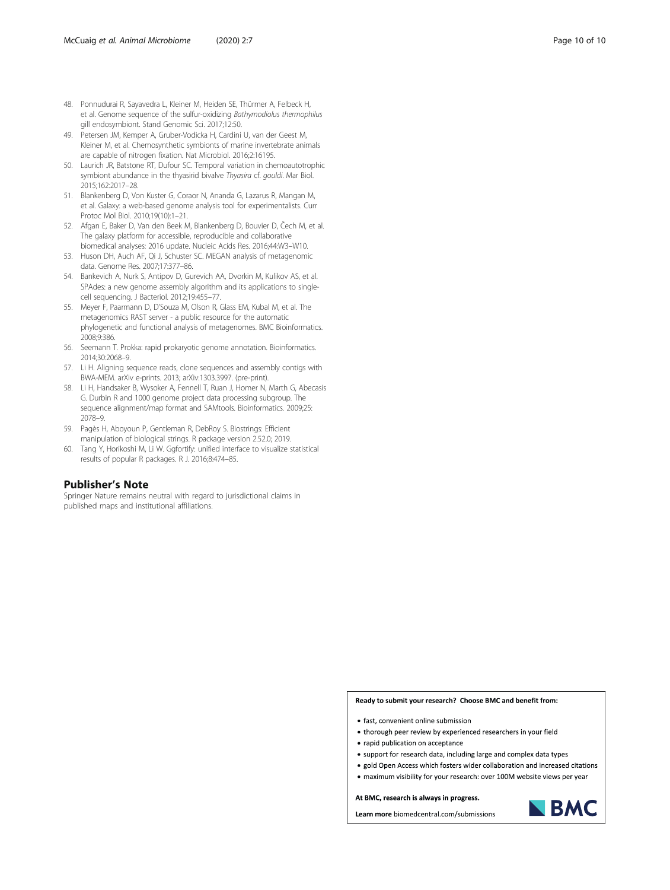48. Ponnudurai R, Sayavedra L, Kleiner M, Heiden SE, Thürmer A, Felbeck H, et al. Genome sequence of the sulfur-oxidizing *Bathymodiolus thermophilus* gill endosymbiont. Stand Genomic Sci. 2017;12:50.
49. Petersen JM, Kemper A, Gruber-Vodicka H, Cardini U, van der Geest M, Kleiner M, et al. Chemosynthetic symbionts of marine invertebrate animals are capable of nitrogen fixation. Nat Microbiol. 2016;2:16195.
50. Laurich JR, Batstone RT, Dufour SC. Temporal variation in chemoautotrophic symbiont abundance in the thyasirid bivalve *Thyasira* cf. *gouldi*. Mar Biol. 2015;162:2017–28.
51. Blankenberg D, Von Kuster G, Coraor N, Ananda G, Lazarus R, Mangan M, et al. Galaxy: a web-based genome analysis tool for experimentalists. Curr Protoc Mol Biol. 2010;19(10):1–21.
52. Afgan E, Baker D, Van den Beek M, Blankenberg D, Bouvier D, Čech M, et al. The galaxy platform for accessible, reproducible and collaborative biomedical analyses: 2016 update. Nucleic Acids Res. 2016;44:W3–W10.
53. Huson DH, Auch AF, Qi J, Schuster SC. MEGAN analysis of metagenomic data. Genome Res. 2007;17:377–86.
54. Bankevich A, Nurk S, Antipov D, Gurevich AA, Dvorkin M, Kulikov AS, et al. SPAdes: a new genome assembly algorithm and its applications to single-cell sequencing. J Bacteriol. 2012;19:455–77.
55. Meyer F, Paarmann D, D'Souza M, Olson R, Glass EM, Kubal M, et al. The metagenomics RAST server - a public resource for the automatic phylogenetic and functional analysis of metagenomes. BMC Bioinformatics. 2008;9:386.
56. Seemann T. Prokka: rapid prokaryotic genome annotation. Bioinformatics. 2014;30:2068–9.
57. Li H. Aligning sequence reads, clone sequences and assembly contigs with BWA-MEM. arXiv e-prints. 2013; arXiv:1303.3997. (pre-print).
58. Li H, Handsaker B, Wysoker A, Fennell T, Ruan J, Homer N, Marth G, Abecasis G. Durbin R and 1000 genome project data processing subgroup. The sequence alignment/map format and SAMtools. Bioinformatics. 2009;25:2078–9.
59. Pagès H, Aboyoun P, Gentleman R, DebRoy S. Biostrings: Efficient manipulation of biological strings. R package version 2.52.0; 2019.
60. Tang Y, Horikoshi M, Li W. Ggfortify: unified interface to visualize statistical results of popular R packages. R J. 2016;8:474–85.

## Publisher's Note

Springer Nature remains neutral with regard to jurisdictional claims in published maps and institutional affiliations.

**Ready to submit your research? Choose BMC and benefit from:**

- fast, convenient online submission
- thorough peer review by experienced researchers in your field
- rapid publication on acceptance
- support for research data, including large and complex data types
- gold Open Access which fosters wider collaboration and increased citations
- maximum visibility for your research: over 100M website views per year

**At BMC, research is always in progress.**

**Learn more** biomedcentral.com/submissions

BMC